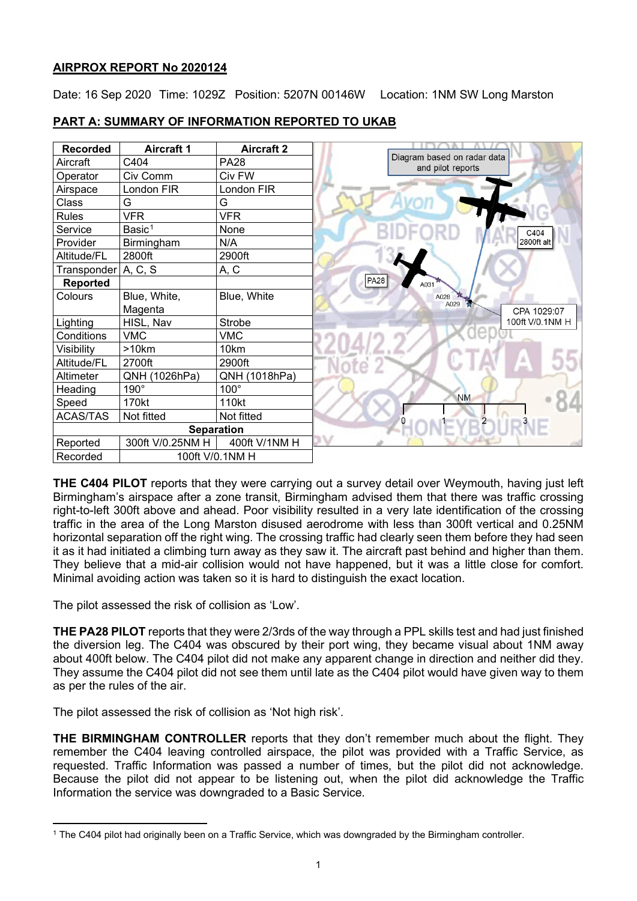## AIRPROX REPORT No 2020124

Date: 16 Sep 2020 Time: 1029Z Position: 5207N 00146W Location: 1NM SW Long Marston

### PART A: SUMMARY OF INFORMATION REPORTED TO UKAB

| Recorded | Aircraft 1 | Aircraft 2 |
|---|---|---|
| Aircraft | C404 | PA28 |
| Operator | Civ Comm | Civ FW |
| Airspace | London FIR | London FIR |
| Class | G | G |
| Rules | VFR | VFR |
| Service | Basic[1] | None |
| Provider | Birmingham | N/A |
| Altitude/FL | 2800ft | 2900ft |
| Transponder | A, C, S | A, C |
| **Reported** | | |
| Colours | Blue, White, Magenta | Blue, White |
| Lighting | HISL, Nav | Strobe |
| Conditions | VMC | VMC |
| Visibility | >10km | 10km |
| Altitude/FL | 2700ft | 2900ft |
| Altimeter | QNH (1026hPa) | QNH (1018hPa) |
| Heading | 190° | 100° |
| Speed | 170kt | 110kt |
| ACAS/TAS | Not fitted | Not fitted |
| **Separation** | | |
| Reported | 300ft V/0.25NM H | 400ft V/1NM H |
| Recorded | 100ft V/0.1NM H | |

Diagram based on radar data and pilot reports

**THE C404 PILOT** reports that they were carrying out a survey detail over Weymouth, having just left Birmingham's airspace after a zone transit, Birmingham advised them that there was traffic crossing right-to-left 300ft above and ahead. Poor visibility resulted in a very late identification of the crossing traffic in the area of the Long Marston disused aerodrome with less than 300ft vertical and 0.25NM horizontal separation off the right wing. The crossing traffic had clearly seen them before they had seen it as it had initiated a climbing turn away as they saw it. The aircraft past behind and higher than them. They believe that a mid-air collision would not have happened, but it was a little close for comfort. Minimal avoiding action was taken so it is hard to distinguish the exact location.

The pilot assessed the risk of collision as 'Low'.

**THE PA28 PILOT** reports that they were 2/3rds of the way through a PPL skills test and had just finished the diversion leg. The C404 was obscured by their port wing, they became visual about 1NM away about 400ft below. The C404 pilot did not make any apparent change in direction and neither did they. They assume the C404 pilot did not see them until late as the C404 pilot would have given way to them as per the rules of the air.

The pilot assessed the risk of collision as 'Not high risk'.

**THE BIRMINGHAM CONTROLLER** reports that they don't remember much about the flight. They remember the C404 leaving controlled airspace, the pilot was provided with a Traffic Service, as requested. Traffic Information was passed a number of times, but the pilot did not acknowledge. Because the pilot did not appear to be listening out, when the pilot did acknowledge the Traffic Information the service was downgraded to a Basic Service.

[1] The C404 pilot had originally been on a Traffic Service, which was downgraded by the Birmingham controller.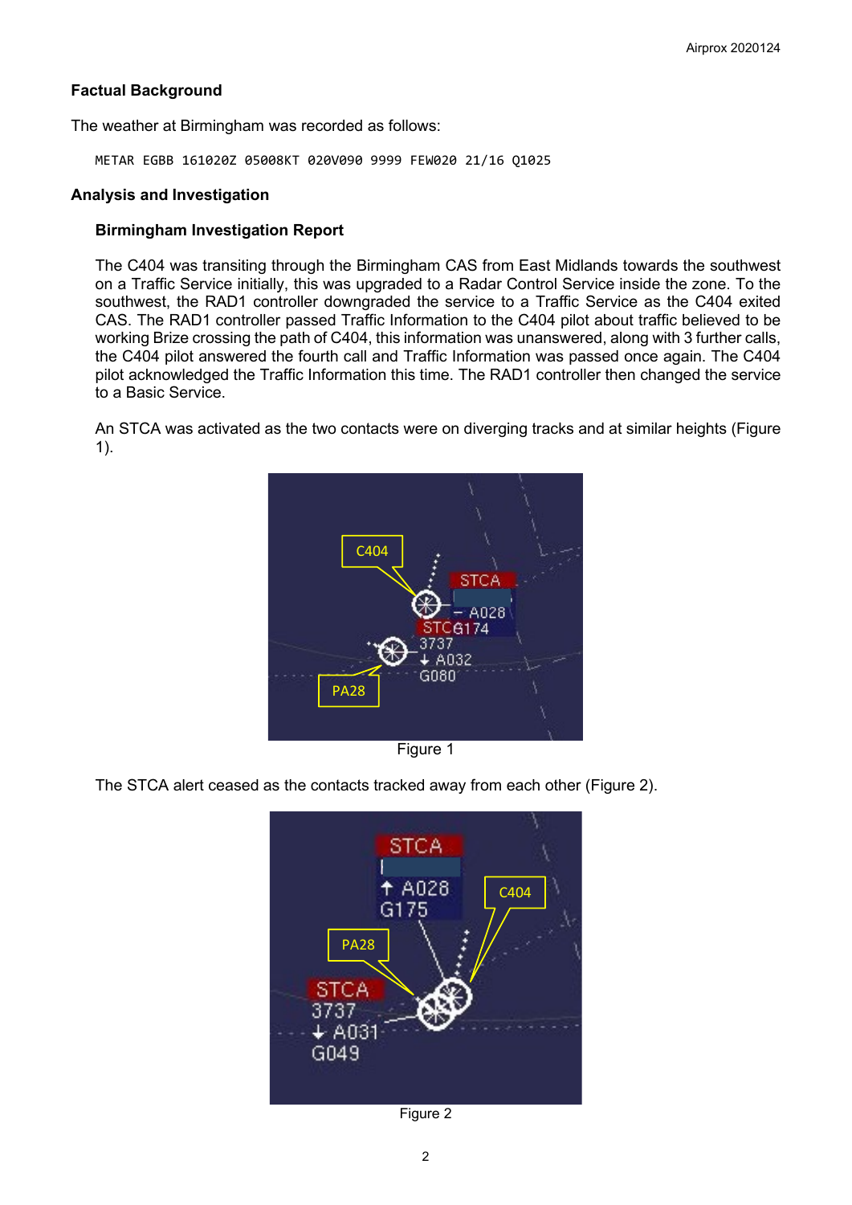## Factual Background

The weather at Birmingham was recorded as follows:

```
METAR EGBB 161020Z 05008KT 020V090 9999 FEW020 21/16 Q1025
```

## Analysis and Investigation

### Birmingham Investigation Report

The C404 was transiting through the Birmingham CAS from East Midlands towards the southwest on a Traffic Service initially, this was upgraded to a Radar Control Service inside the zone. To the southwest, the RAD1 controller downgraded the service to a Traffic Service as the C404 exited CAS. The RAD1 controller passed Traffic Information to the C404 pilot about traffic believed to be working Brize crossing the path of C404, this information was unanswered, along with 3 further calls, the C404 pilot answered the fourth call and Traffic Information was passed once again. The C404 pilot acknowledged the Traffic Information this time. The RAD1 controller then changed the service to a Basic Service.

An STCA was activated as the two contacts were on diverging tracks and at similar heights (Figure 1).

Figure 1

The STCA alert ceased as the contacts tracked away from each other (Figure 2).

Figure 2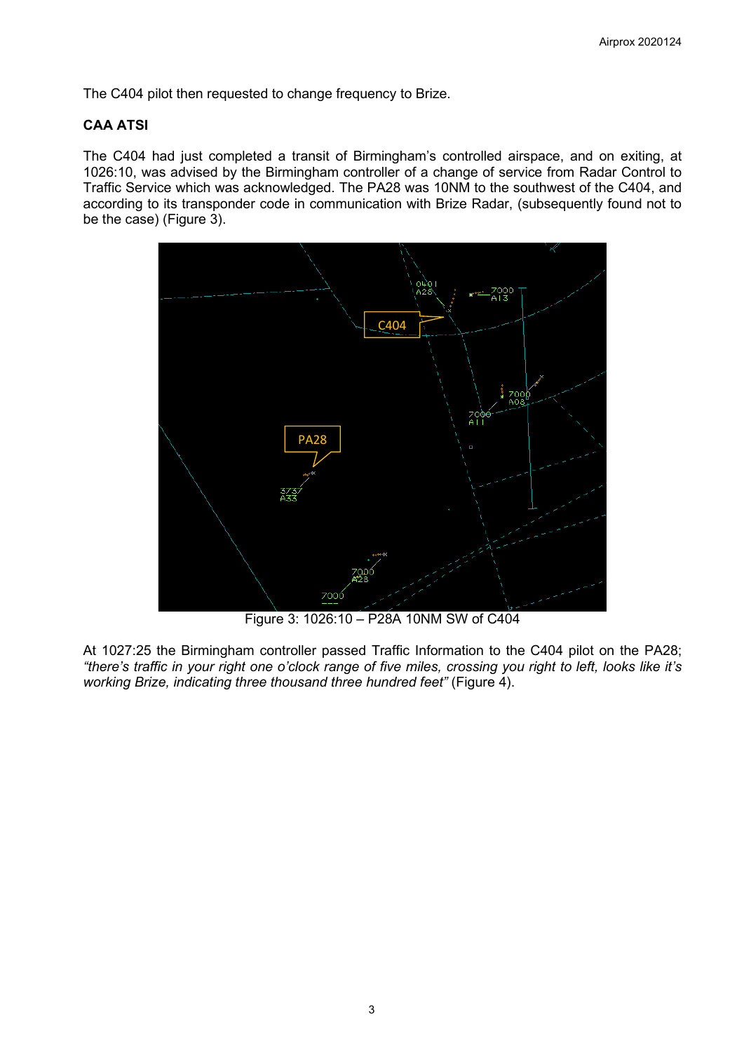The C404 pilot then requested to change frequency to Brize.

**CAA ATSI**

The C404 had just completed a transit of Birmingham's controlled airspace, and on exiting, at 1026:10, was advised by the Birmingham controller of a change of service from Radar Control to Traffic Service which was acknowledged. The PA28 was 10NM to the southwest of the C404, and according to its transponder code in communication with Brize Radar, (subsequently found not to be the case) (Figure 3).

Figure 3: 1026:10 – P28A 10NM SW of C404

At 1027:25 the Birmingham controller passed Traffic Information to the C404 pilot on the PA28; *"there's traffic in your right one o'clock range of five miles, crossing you right to left, looks like it's working Brize, indicating three thousand three hundred feet"* (Figure 4).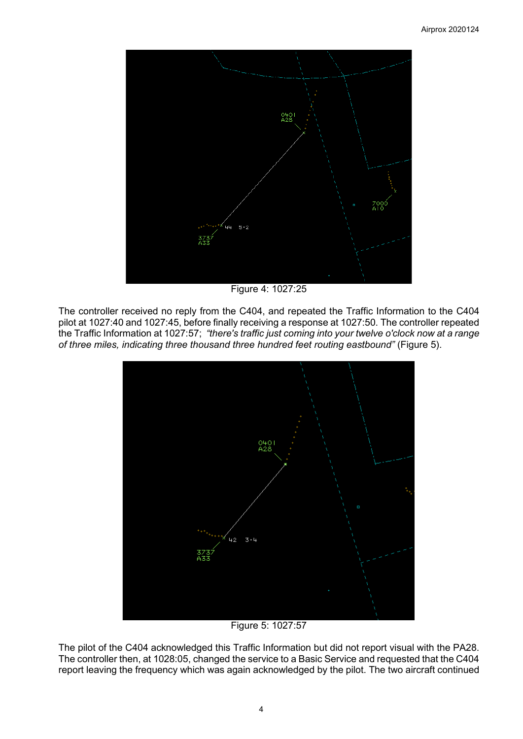Figure 4: 1027:25

The controller received no reply from the C404, and repeated the Traffic Information to the C404 pilot at 1027:40 and 1027:45, before finally receiving a response at 1027:50. The controller repeated the Traffic Information at 1027:57; *"there's traffic just coming into your twelve o'clock now at a range of three miles, indicating three thousand three hundred feet routing eastbound"* (Figure 5).

Figure 5: 1027:57

The pilot of the C404 acknowledged this Traffic Information but did not report visual with the PA28. The controller then, at 1028:05, changed the service to a Basic Service and requested that the C404 report leaving the frequency which was again acknowledged by the pilot. The two aircraft continued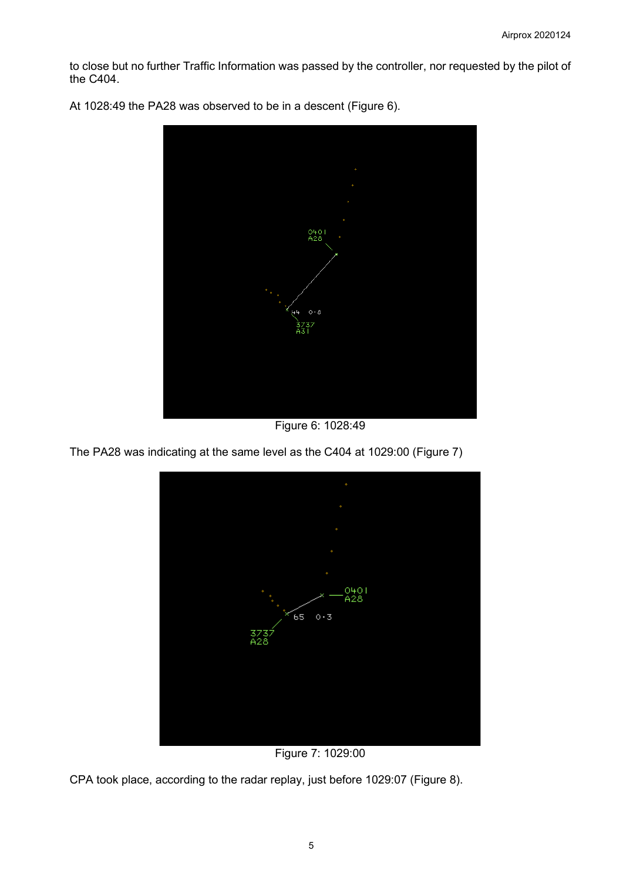to close but no further Traffic Information was passed by the controller, nor requested by the pilot of the C404.

At 1028:49 the PA28 was observed to be in a descent (Figure 6).

Figure 6: 1028:49

The PA28 was indicating at the same level as the C404 at 1029:00 (Figure 7)

Figure 7: 1029:00

CPA took place, according to the radar replay, just before 1029:07 (Figure 8).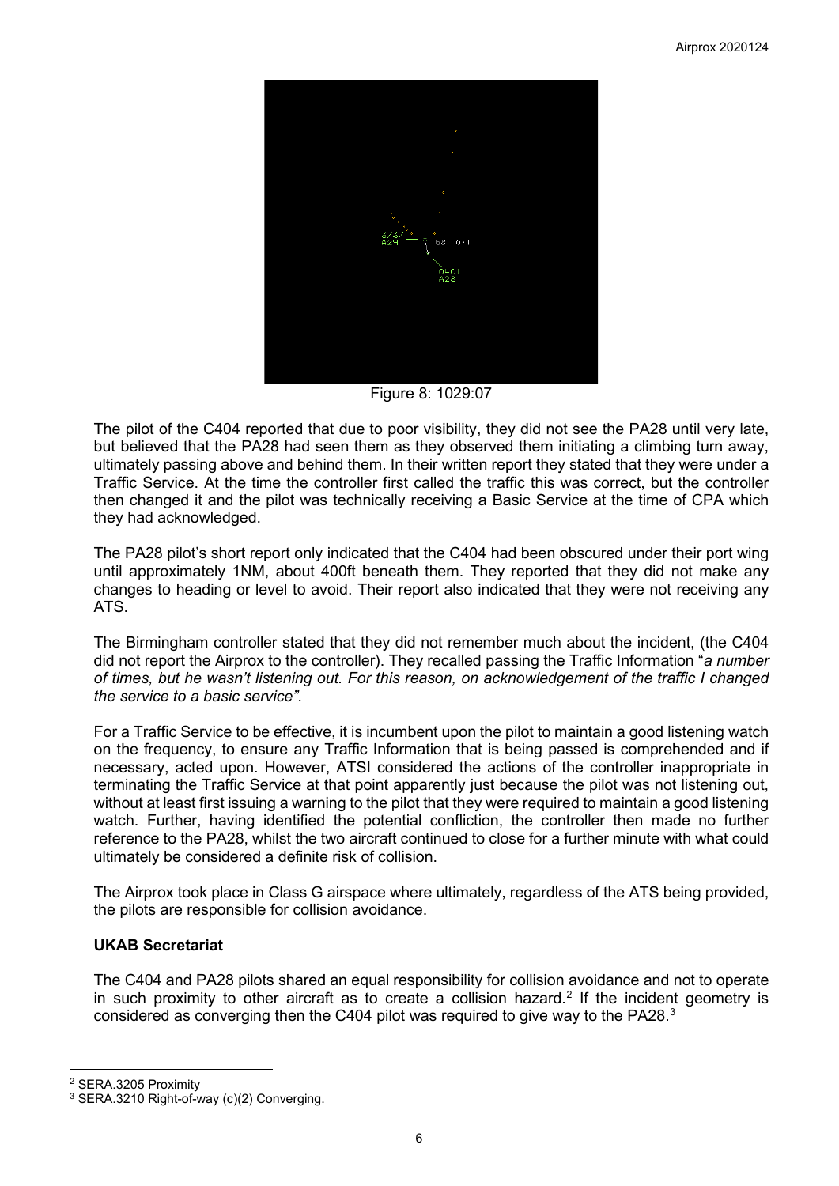Figure 8: 1029:07

The pilot of the C404 reported that due to poor visibility, they did not see the PA28 until very late, but believed that the PA28 had seen them as they observed them initiating a climbing turn away, ultimately passing above and behind them. In their written report they stated that they were under a Traffic Service. At the time the controller first called the traffic this was correct, but the controller then changed it and the pilot was technically receiving a Basic Service at the time of CPA which they had acknowledged.

The PA28 pilot's short report only indicated that the C404 had been obscured under their port wing until approximately 1NM, about 400ft beneath them. They reported that they did not make any changes to heading or level to avoid. Their report also indicated that they were not receiving any ATS.

The Birmingham controller stated that they did not remember much about the incident, (the C404 did not report the Airprox to the controller). They recalled passing the Traffic Information "*a number of times, but he wasn't listening out. For this reason, on acknowledgement of the traffic I changed the service to a basic service".*

For a Traffic Service to be effective, it is incumbent upon the pilot to maintain a good listening watch on the frequency, to ensure any Traffic Information that is being passed is comprehended and if necessary, acted upon. However, ATSI considered the actions of the controller inappropriate in terminating the Traffic Service at that point apparently just because the pilot was not listening out, without at least first issuing a warning to the pilot that they were required to maintain a good listening watch. Further, having identified the potential confliction, the controller then made no further reference to the PA28, whilst the two aircraft continued to close for a further minute with what could ultimately be considered a definite risk of collision.

The Airprox took place in Class G airspace where ultimately, regardless of the ATS being provided, the pilots are responsible for collision avoidance.

**UKAB Secretariat**

The C404 and PA28 pilots shared an equal responsibility for collision avoidance and not to operate in such proximity to other aircraft as to create a collision hazard.[2] If the incident geometry is considered as converging then the C404 pilot was required to give way to the PA28.[3]

[2] SERA.3205 Proximity

[3] SERA.3210 Right-of-way (c)(2) Converging.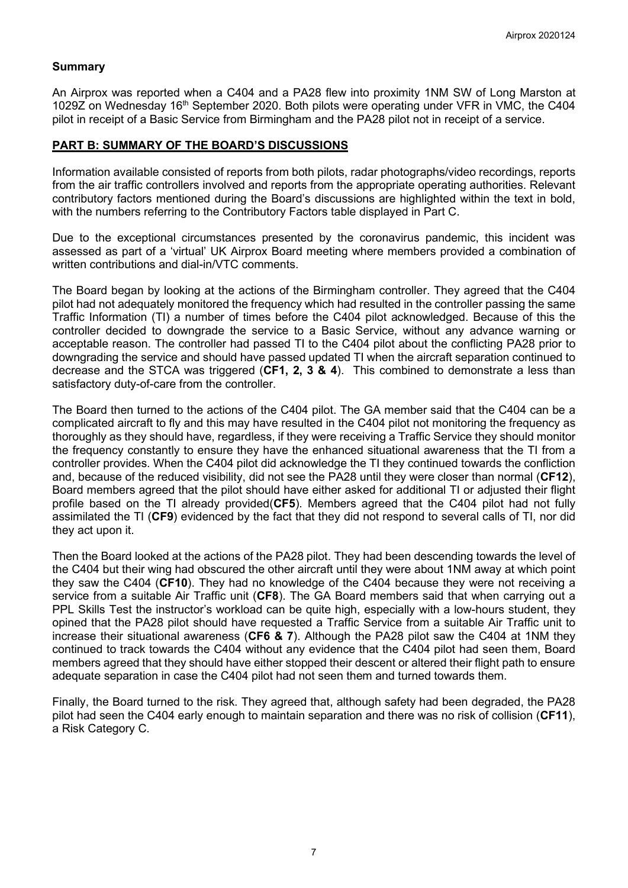**Summary**

An Airprox was reported when a C404 and a PA28 flew into proximity 1NM SW of Long Marston at 1029Z on Wednesday 16th September 2020. Both pilots were operating under VFR in VMC, the C404 pilot in receipt of a Basic Service from Birmingham and the PA28 pilot not in receipt of a service.

## PART B: SUMMARY OF THE BOARD'S DISCUSSIONS

Information available consisted of reports from both pilots, radar photographs/video recordings, reports from the air traffic controllers involved and reports from the appropriate operating authorities. Relevant contributory factors mentioned during the Board's discussions are highlighted within the text in bold, with the numbers referring to the Contributory Factors table displayed in Part C.

Due to the exceptional circumstances presented by the coronavirus pandemic, this incident was assessed as part of a 'virtual' UK Airprox Board meeting where members provided a combination of written contributions and dial-in/VTC comments.

The Board began by looking at the actions of the Birmingham controller. They agreed that the C404 pilot had not adequately monitored the frequency which had resulted in the controller passing the same Traffic Information (TI) a number of times before the C404 pilot acknowledged. Because of this the controller decided to downgrade the service to a Basic Service, without any advance warning or acceptable reason. The controller had passed TI to the C404 pilot about the conflicting PA28 prior to downgrading the service and should have passed updated TI when the aircraft separation continued to decrease and the STCA was triggered (**CF1, 2, 3 & 4**). This combined to demonstrate a less than satisfactory duty-of-care from the controller.

The Board then turned to the actions of the C404 pilot. The GA member said that the C404 can be a complicated aircraft to fly and this may have resulted in the C404 pilot not monitoring the frequency as thoroughly as they should have, regardless, if they were receiving a Traffic Service they should monitor the frequency constantly to ensure they have the enhanced situational awareness that the TI from a controller provides. When the C404 pilot did acknowledge the TI they continued towards the confliction and, because of the reduced visibility, did not see the PA28 until they were closer than normal (**CF12**), Board members agreed that the pilot should have either asked for additional TI or adjusted their flight profile based on the TI already provided(**CF5**). Members agreed that the C404 pilot had not fully assimilated the TI (**CF9**) evidenced by the fact that they did not respond to several calls of TI, nor did they act upon it.

Then the Board looked at the actions of the PA28 pilot. They had been descending towards the level of the C404 but their wing had obscured the other aircraft until they were about 1NM away at which point they saw the C404 (**CF10**). They had no knowledge of the C404 because they were not receiving a service from a suitable Air Traffic unit (**CF8**). The GA Board members said that when carrying out a PPL Skills Test the instructor's workload can be quite high, especially with a low-hours student, they opined that the PA28 pilot should have requested a Traffic Service from a suitable Air Traffic unit to increase their situational awareness (**CF6 & 7**). Although the PA28 pilot saw the C404 at 1NM they continued to track towards the C404 without any evidence that the C404 pilot had seen them, Board members agreed that they should have either stopped their descent or altered their flight path to ensure adequate separation in case the C404 pilot had not seen them and turned towards them.

Finally, the Board turned to the risk. They agreed that, although safety had been degraded, the PA28 pilot had seen the C404 early enough to maintain separation and there was no risk of collision (**CF11**), a Risk Category C.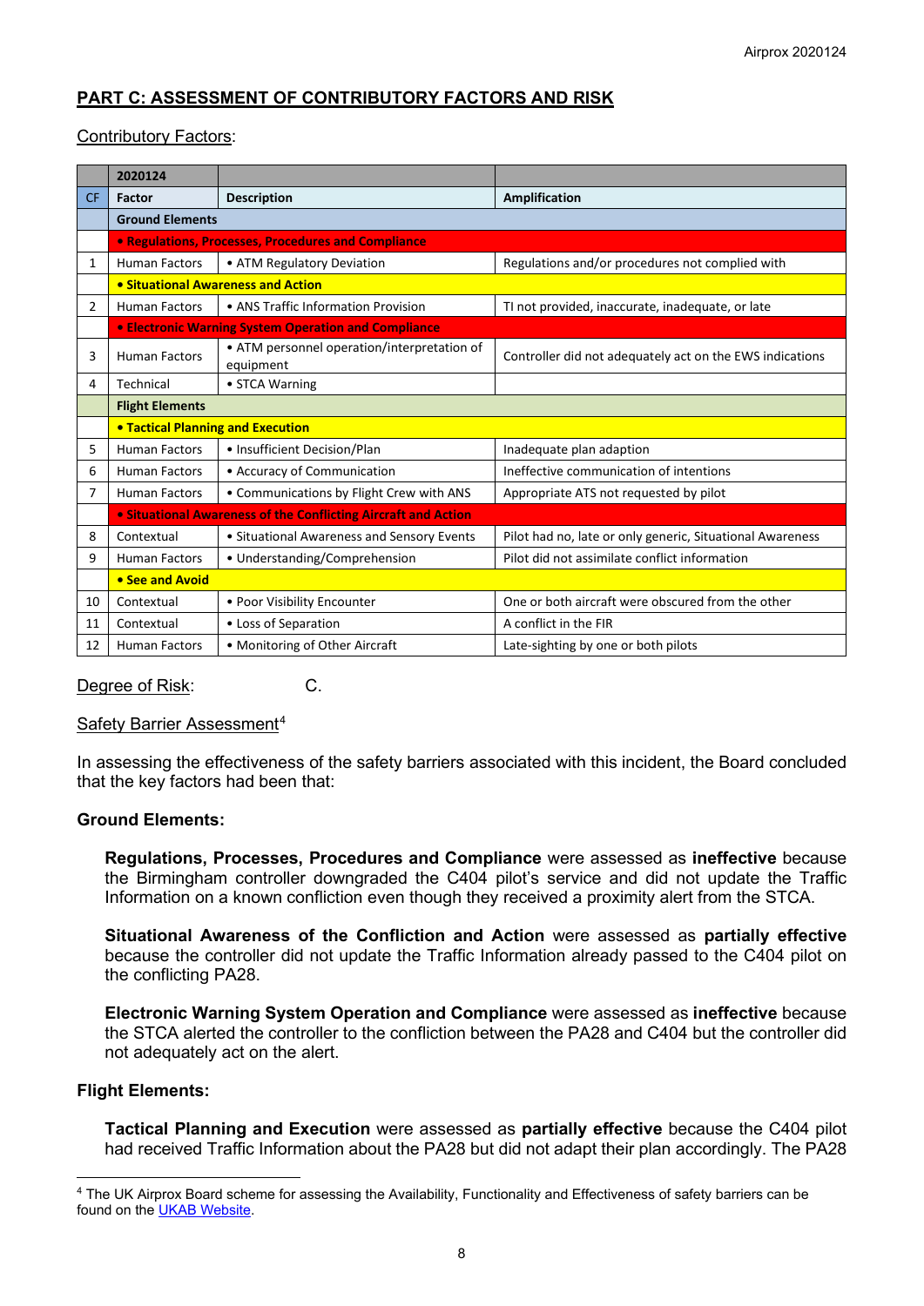## PART C: ASSESSMENT OF CONTRIBUTORY FACTORS AND RISK

Contributory Factors:

| | 2020124 | | |
|---|---|---|---|
| CF | Factor | Description | Amplification |
| | **Ground Elements** | | |
| | **• Regulations, Processes, Procedures and Compliance** | | |
| 1 | Human Factors | • ATM Regulatory Deviation | Regulations and/or procedures not complied with |
| | **• Situational Awareness and Action** | | |
| 2 | Human Factors | • ANS Traffic Information Provision | TI not provided, inaccurate, inadequate, or late |
| | **• Electronic Warning System Operation and Compliance** | | |
| 3 | Human Factors | • ATM personnel operation/interpretation of equipment | Controller did not adequately act on the EWS indications |
| 4 | Technical | • STCA Warning | |
| | **Flight Elements** | | |
| | **• Tactical Planning and Execution** | | |
| 5 | Human Factors | • Insufficient Decision/Plan | Inadequate plan adaption |
| 6 | Human Factors | • Accuracy of Communication | Ineffective communication of intentions |
| 7 | Human Factors | • Communications by Flight Crew with ANS | Appropriate ATS not requested by pilot |
| | **• Situational Awareness of the Conflicting Aircraft and Action** | | |
| 8 | Contextual | • Situational Awareness and Sensory Events | Pilot had no, late or only generic, Situational Awareness |
| 9 | Human Factors | • Understanding/Comprehension | Pilot did not assimilate conflict information |
| | **• See and Avoid** | | |
| 10 | Contextual | • Poor Visibility Encounter | One or both aircraft were obscured from the other |
| 11 | Contextual | • Loss of Separation | A conflict in the FIR |
| 12 | Human Factors | • Monitoring of Other Aircraft | Late-sighting by one or both pilots |

Degree of Risk: C.

Safety Barrier Assessment[4]

In assessing the effectiveness of the safety barriers associated with this incident, the Board concluded that the key factors had been that:

**Ground Elements:**

**Regulations, Processes, Procedures and Compliance** were assessed as **ineffective** because the Birmingham controller downgraded the C404 pilot's service and did not update the Traffic Information on a known confliction even though they received a proximity alert from the STCA.

**Situational Awareness of the Confliction and Action** were assessed as **partially effective** because the controller did not update the Traffic Information already passed to the C404 pilot on the conflicting PA28.

**Electronic Warning System Operation and Compliance** were assessed as **ineffective** because the STCA alerted the controller to the confliction between the PA28 and C404 but the controller did not adequately act on the alert.

**Flight Elements:**

**Tactical Planning and Execution** were assessed as **partially effective** because the C404 pilot had received Traffic Information about the PA28 but did not adapt their plan accordingly. The PA28

---

[4] The UK Airprox Board scheme for assessing the Availability, Functionality and Effectiveness of safety barriers can be found on the UKAB Website.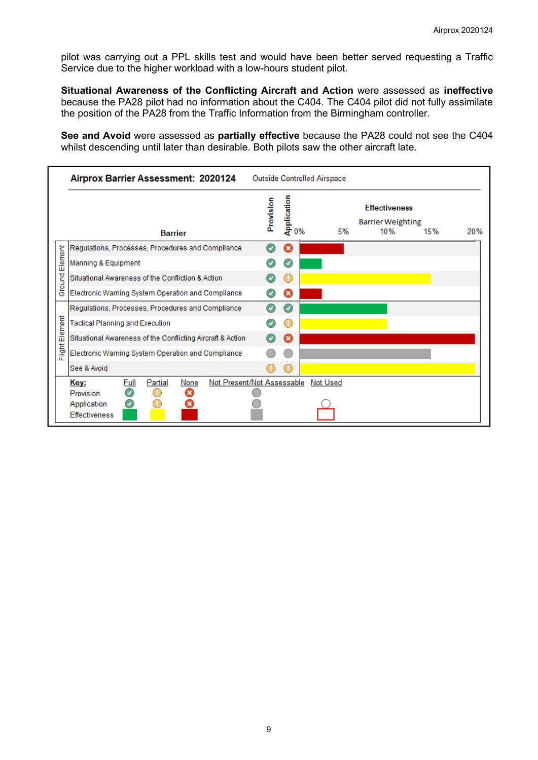pilot was carrying out a PPL skills test and would have been better served requesting a Traffic Service due to the higher workload with a low-hours student pilot.

**Situational Awareness of the Conflicting Aircraft and Action** were assessed as **ineffective** because the PA28 pilot had no information about the C404. The C404 pilot did not fully assimilate the position of the PA28 from the Traffic Information from the Birmingham controller.

**See and Avoid** were assessed as **partially effective** because the PA28 could not see the C404 whilst descending until later than desirable. Both pilots saw the other aircraft late.

**Airprox Barrier Assessment: 2020124** Outside Controlled Airspace

Barrier
Provision
Application
Effectiveness
Barrier Weighting
0%
5%
10%
15%
20%

Ground Element
Regulations, Processes, Procedures and Compliance
Manning & Equipment
Situational Awareness of the Confliction & Action
Electronic Warning System Operation and Compliance

Flight Element
Regulations, Processes, Procedures and Compliance
Tactical Planning and Execution
Situational Awareness of the Conflicting Aircraft & Action
Electronic Warning System Operation and Compliance
See & Avoid

Key: Full Partial None Not Present/Not Assessable Not Used
Provision
Application
Effectiveness